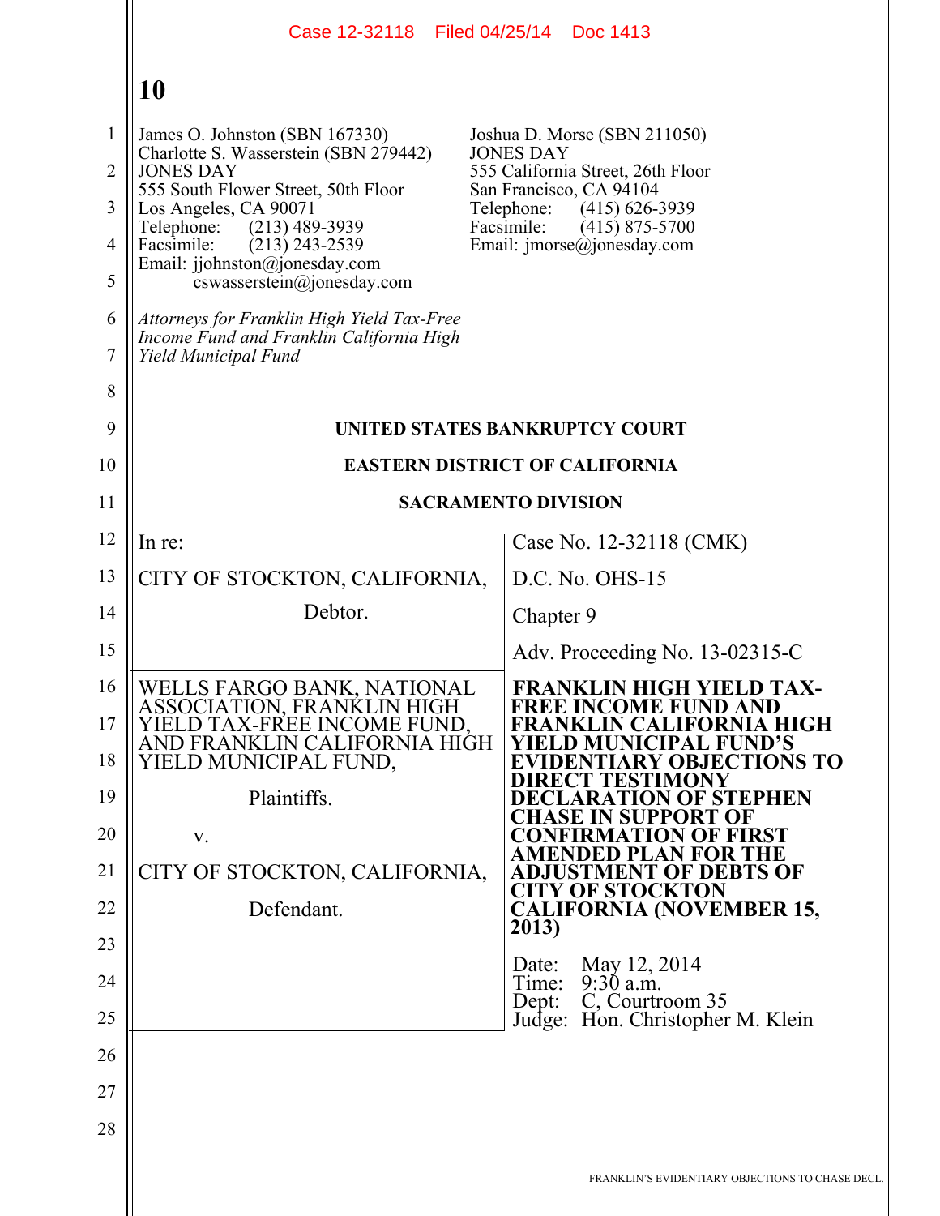Case 12-32118 Filed 04/25/14 Doc 1413

**10**

James O. Johnston (SBN 167330)
Charlotte S. Wasserstein (SBN 279442)
JONES DAY
555 South Flower Street, 50th Floor
Los Angeles, CA 90071
Telephone: (213) 489-3939
Facsimile: (213) 243-2539
Email: jjohnston@jonesday.com
cswasserstein@jonesday.com

Joshua D. Morse (SBN 211050)
JONES DAY
555 California Street, 26th Floor
San Francisco, CA 94104
Telephone: (415) 626-3939
Facsimile: (415) 875-5700
Email: jmorse@jonesday.com

*Attorneys for Franklin High Yield Tax-Free Income Fund and Franklin California High Yield Municipal Fund*

**UNITED STATES BANKRUPTCY COURT**

**EASTERN DISTRICT OF CALIFORNIA**

**SACRAMENTO DIVISION**

| | |
|---|---|
| In re: | Case No. 12-32118 (CMK) |
| CITY OF STOCKTON, CALIFORNIA, | D.C. No. OHS-15 |
| Debtor. | Chapter 9 |
| | Adv. Proceeding No. 13-02315-C |
| WELLS FARGO BANK, NATIONAL ASSOCIATION, FRANKLIN HIGH YIELD TAX-FREE INCOME FUND, AND FRANKLIN CALIFORNIA HIGH YIELD MUNICIPAL FUND, Plaintiffs. v. CITY OF STOCKTON, CALIFORNIA, Defendant. | **FRANKLIN HIGH YIELD TAX-FREE INCOME FUND AND FRANKLIN CALIFORNIA HIGH YIELD MUNICIPAL FUND'S EVIDENTIARY OBJECTIONS TO DIRECT TESTIMONY DECLARATION OF STEPHEN CHASE IN SUPPORT OF CONFIRMATION OF FIRST AMENDED PLAN FOR THE ADJUSTMENT OF DEBTS OF CITY OF STOCKTON CALIFORNIA (NOVEMBER 15, 2013)** Date: May 12, 2014 Time: 9:30 a.m. Dept: C, Courtroom 35 Judge: Hon. Christopher M. Klein |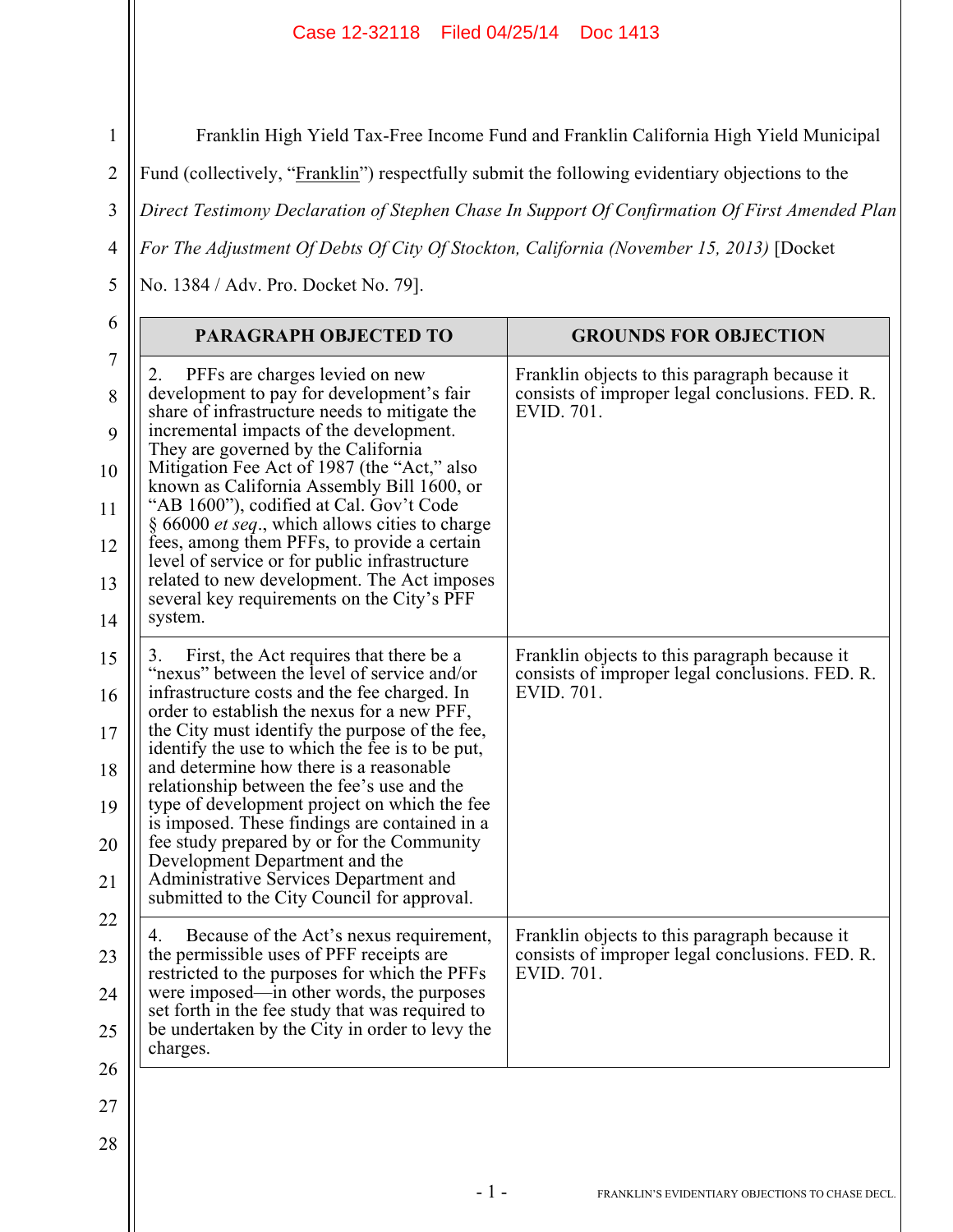Franklin High Yield Tax-Free Income Fund and Franklin California High Yield Municipal Fund (collectively, "Franklin") respectfully submit the following evidentiary objections to the *Direct Testimony Declaration of Stephen Chase In Support Of Confirmation Of First Amended Plan For The Adjustment Of Debts Of City Of Stockton, California (November 15, 2013)* [Docket No. 1384 / Adv. Pro. Docket No. 79].

| PARAGRAPH OBJECTED TO | GROUNDS FOR OBJECTION |
|---|---|
| 2. PFFs are charges levied on new development to pay for development's fair share of infrastructure needs to mitigate the incremental impacts of the development. They are governed by the California Mitigation Fee Act of 1987 (the "Act," also known as California Assembly Bill 1600, or "AB 1600"), codified at Cal. Gov't Code § 66000 *et seq*., which allows cities to charge fees, among them PFFs, to provide a certain level of service or for public infrastructure related to new development. The Act imposes several key requirements on the City's PFF system. | Franklin objects to this paragraph because it consists of improper legal conclusions. FED. R. EVID. 701. |
| 3. First, the Act requires that there be a "nexus" between the level of service and/or infrastructure costs and the fee charged. In order to establish the nexus for a new PFF, the City must identify the purpose of the fee, identify the use to which the fee is to be put, and determine how there is a reasonable relationship between the fee's use and the type of development project on which the fee is imposed. These findings are contained in a fee study prepared by or for the Community Development Department and the Administrative Services Department and submitted to the City Council for approval. | Franklin objects to this paragraph because it consists of improper legal conclusions. FED. R. EVID. 701. |
| 4. Because of the Act's nexus requirement, the permissible uses of PFF receipts are restricted to the purposes for which the PFFs were imposed—in other words, the purposes set forth in the fee study that was required to be undertaken by the City in order to levy the charges. | Franklin objects to this paragraph because it consists of improper legal conclusions. FED. R. EVID. 701. |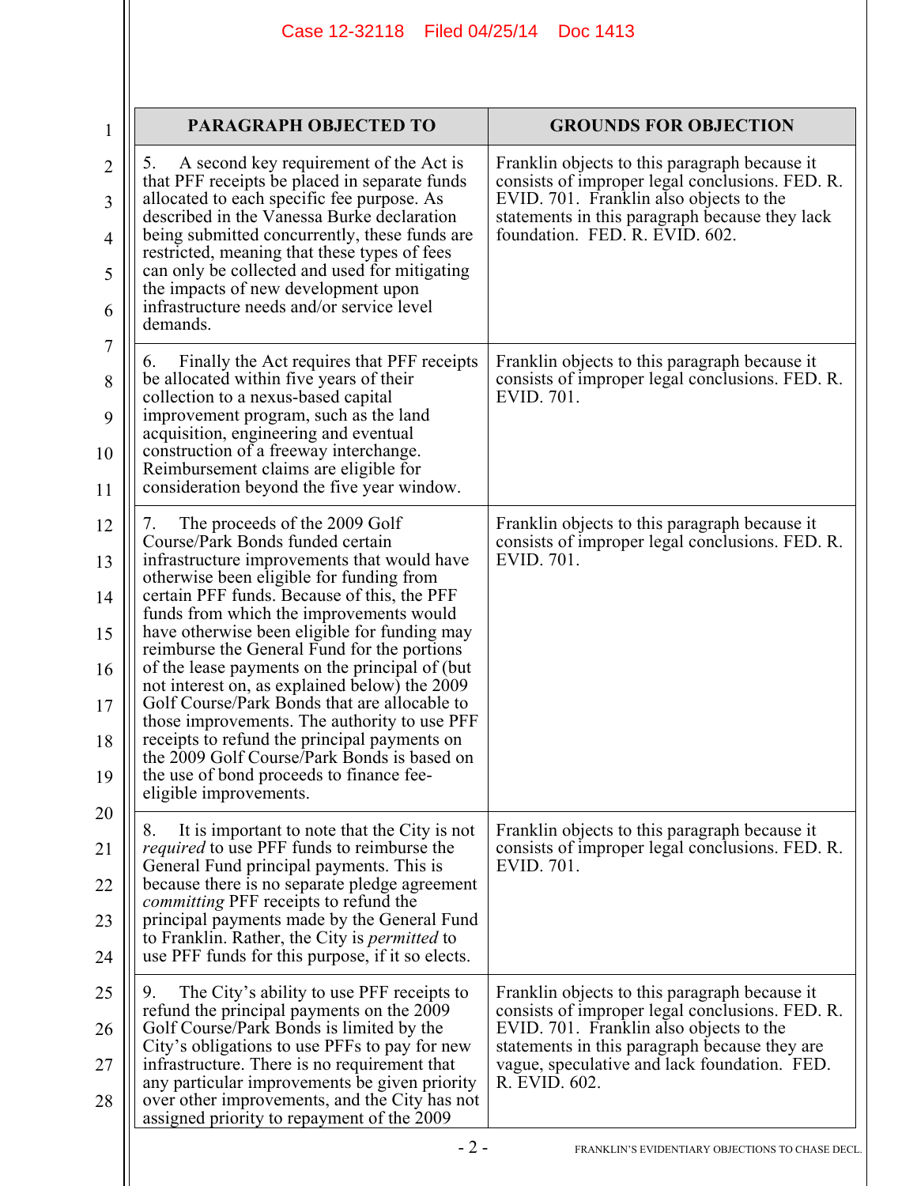| PARAGRAPH OBJECTED TO | GROUNDS FOR OBJECTION |
|---|---|
| 5. A second key requirement of the Act is that PFF receipts be placed in separate funds allocated to each specific fee purpose. As described in the Vanessa Burke declaration being submitted concurrently, these funds are restricted, meaning that these types of fees can only be collected and used for mitigating the impacts of new development upon infrastructure needs and/or service level demands. | Franklin objects to this paragraph because it consists of improper legal conclusions. FED. R. EVID. 701. Franklin also objects to the statements in this paragraph because they lack foundation. FED. R. EVID. 602. |
| 6. Finally the Act requires that PFF receipts be allocated within five years of their collection to a nexus-based capital improvement program, such as the land acquisition, engineering and eventual construction of a freeway interchange. Reimbursement claims are eligible for consideration beyond the five year window. | Franklin objects to this paragraph because it consists of improper legal conclusions. FED. R. EVID. 701. |
| 7. The proceeds of the 2009 Golf Course/Park Bonds funded certain infrastructure improvements that would have otherwise been eligible for funding from certain PFF funds. Because of this, the PFF funds from which the improvements would have otherwise been eligible for funding may reimburse the General Fund for the portions of the lease payments on the principal of (but not interest on, as explained below) the 2009 Golf Course/Park Bonds that are allocable to those improvements. The authority to use PFF receipts to refund the principal payments on the 2009 Golf Course/Park Bonds is based on the use of bond proceeds to finance fee-eligible improvements. | Franklin objects to this paragraph because it consists of improper legal conclusions. FED. R. EVID. 701. |
| 8. It is important to note that the City is not *required* to use PFF funds to reimburse the General Fund principal payments. This is because there is no separate pledge agreement *committing* PFF receipts to refund the principal payments made by the General Fund to Franklin. Rather, the City is *permitted* to use PFF funds for this purpose, if it so elects. | Franklin objects to this paragraph because it consists of improper legal conclusions. FED. R. EVID. 701. |
| 9. The City's ability to use PFF receipts to refund the principal payments on the 2009 Golf Course/Park Bonds is limited by the City's obligations to use PFFs to pay for new infrastructure. There is no requirement that any particular improvements be given priority over other improvements, and the City has not assigned priority to repayment of the 2009 | Franklin objects to this paragraph because it consists of improper legal conclusions. FED. R. EVID. 701. Franklin also objects to the statements in this paragraph because they are vague, speculative and lack foundation. FED. R. EVID. 602. |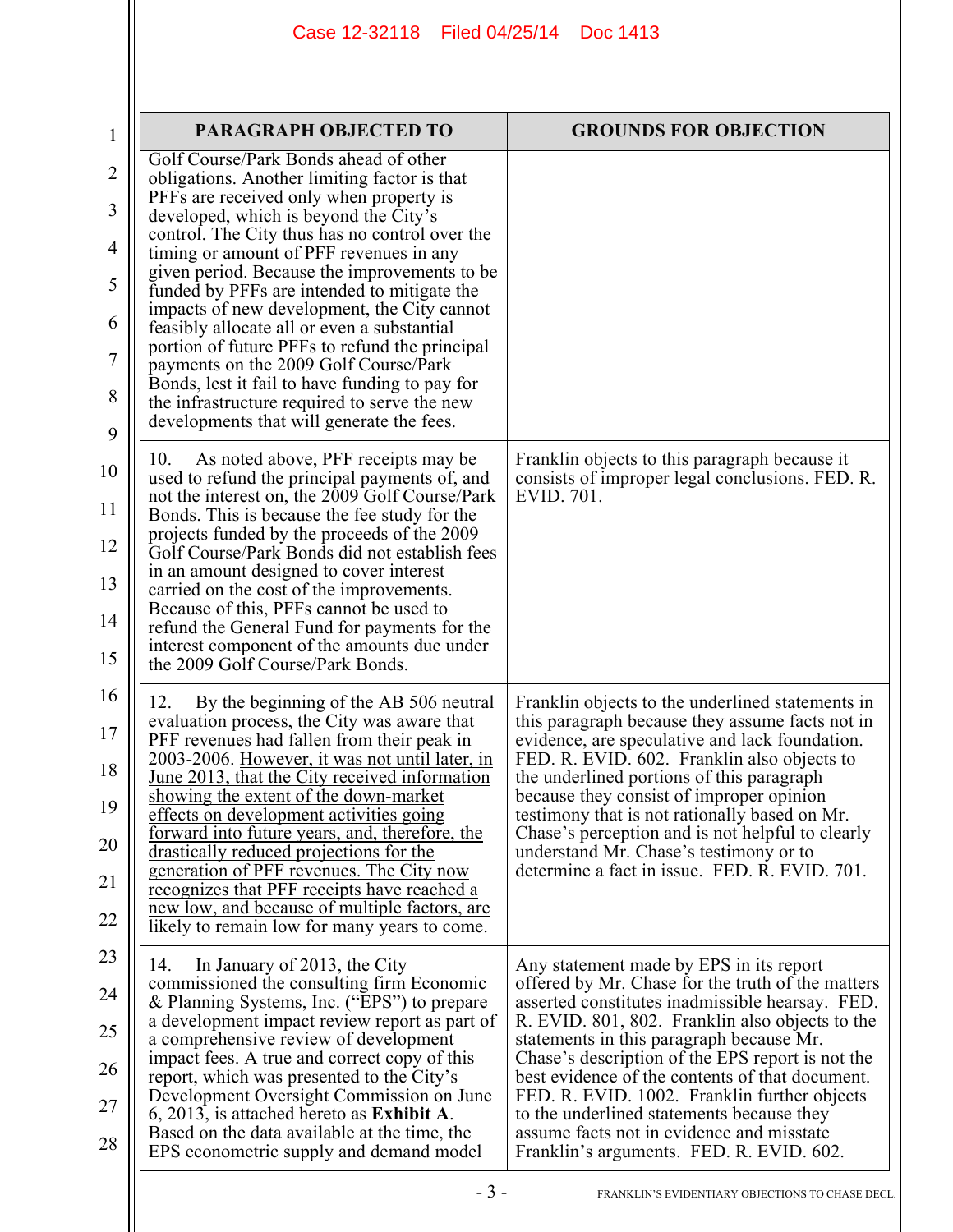| PARAGRAPH OBJECTED TO | GROUNDS FOR OBJECTION |
|---|---|
| Golf Course/Park Bonds ahead of other obligations. Another limiting factor is that PFFs are received only when property is developed, which is beyond the City's control. The City thus has no control over the timing or amount of PFF revenues in any given period. Because the improvements to be funded by PFFs are intended to mitigate the impacts of new development, the City cannot feasibly allocate all or even a substantial portion of future PFFs to refund the principal payments on the 2009 Golf Course/Park Bonds, lest it fail to have funding to pay for the infrastructure required to serve the new developments that will generate the fees. | |
| 10. As noted above, PFF receipts may be used to refund the principal payments of, and not the interest on, the 2009 Golf Course/Park Bonds. This is because the fee study for the projects funded by the proceeds of the 2009 Golf Course/Park Bonds did not establish fees in an amount designed to cover interest carried on the cost of the improvements. Because of this, PFFs cannot be used to refund the General Fund for payments for the interest component of the amounts due under the 2009 Golf Course/Park Bonds. | Franklin objects to this paragraph because it consists of improper legal conclusions. FED. R. EVID. 701. |
| 12. By the beginning of the AB 506 neutral evaluation process, the City was aware that PFF revenues had fallen from their peak in 2003-2006. <u>However, it was not until later, in June 2013, that the City received information showing the extent of the down-market effects on development activities going forward into future years, and, therefore, the drastically reduced projections for the generation of PFF revenues. The City now recognizes that PFF receipts have reached a new low, and because of multiple factors, are likely to remain low for many years to come.</u> | Franklin objects to the underlined statements in this paragraph because they assume facts not in evidence, are speculative and lack foundation. FED. R. EVID. 602. Franklin also objects to the underlined portions of this paragraph because they consist of improper opinion testimony that is not rationally based on Mr. Chase's perception and is not helpful to clearly understand Mr. Chase's testimony or to determine a fact in issue. FED. R. EVID. 701. |
| 14. In January of 2013, the City commissioned the consulting firm Economic & Planning Systems, Inc. ("EPS") to prepare a development impact review report as part of a comprehensive review of development impact fees. A true and correct copy of this report, which was presented to the City's Development Oversight Commission on June 6, 2013, is attached hereto as **Exhibit A**. Based on the data available at the time, the EPS econometric supply and demand model | Any statement made by EPS in its report offered by Mr. Chase for the truth of the matters asserted constitutes inadmissible hearsay. FED. R. EVID. 801, 802. Franklin also objects to the statements in this paragraph because Mr. Chase's description of the EPS report is not the best evidence of the contents of that document. FED. R. EVID. 1002. Franklin further objects to the underlined statements because they assume facts not in evidence and misstate Franklin's arguments. FED. R. EVID. 602. |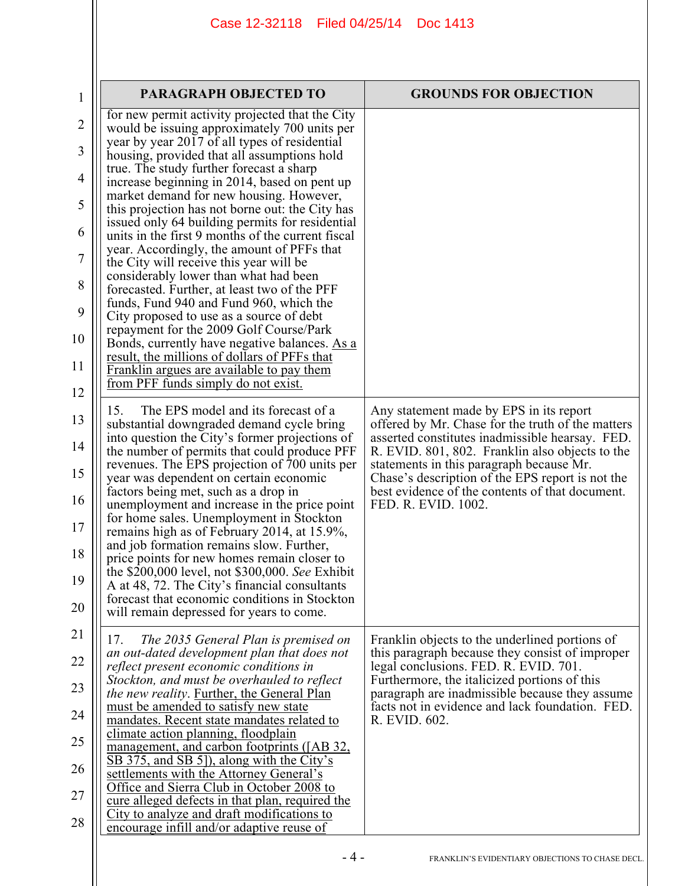| PARAGRAPH OBJECTED TO | GROUNDS FOR OBJECTION |
|---|---|
| for new permit activity projected that the City would be issuing approximately 700 units per year by year 2017 of all types of residential housing, provided that all assumptions hold true. The study further forecast a sharp increase beginning in 2014, based on pent up market demand for new housing. However, this projection has not borne out: the City has issued only 64 building permits for residential units in the first 9 months of the current fiscal year. Accordingly, the amount of PFFs that the City will receive this year will be considerably lower than what had been forecasted. Further, at least two of the PFF funds, Fund 940 and Fund 960, which the City proposed to use as a source of debt repayment for the 2009 Golf Course/Park Bonds, currently have negative balances. <u>As a result, the millions of dollars of PFFs that Franklin argues are available to pay them from PFF funds simply do not exist.</u> | |
| 15. The EPS model and its forecast of a substantial downgraded demand cycle bring into question the City's former projections of the number of permits that could produce PFF revenues. The EPS projection of 700 units per year was dependent on certain economic factors being met, such as a drop in unemployment and increase in the price point for home sales. Unemployment in Stockton remains high as of February 2014, at 15.9%, and job formation remains slow. Further, price points for new homes remain closer to the $200,000 level, not $300,000. *See* Exhibit A at 48, 72. The City's financial consultants forecast that economic conditions in Stockton will remain depressed for years to come. | Any statement made by EPS in its report offered by Mr. Chase for the truth of the matters asserted constitutes inadmissible hearsay. FED. R. EVID. 801, 802. Franklin also objects to the statements in this paragraph because Mr. Chase's description of the EPS report is not the best evidence of the contents of that document. FED. R. EVID. 1002. |
| 17. *The 2035 General Plan is premised on an out-dated development plan that does not reflect present economic conditions in Stockton, and must be overhauled to reflect the new reality*. <u>Further, the General Plan must be amended to satisfy new state mandates. Recent state mandates related to climate action planning, floodplain management, and carbon footprints ([AB 32, SB 375, and SB 5]), along with the City's settlements with the Attorney General's Office and Sierra Club in October 2008 to cure alleged defects in that plan, required the City to analyze and draft modifications to encourage infill and/or adaptive reuse of</u> | Franklin objects to the underlined portions of this paragraph because they consist of improper legal conclusions. FED. R. EVID. 701. Furthermore, the italicized portions of this paragraph are inadmissible because they assume facts not in evidence and lack foundation. FED. R. EVID. 602. |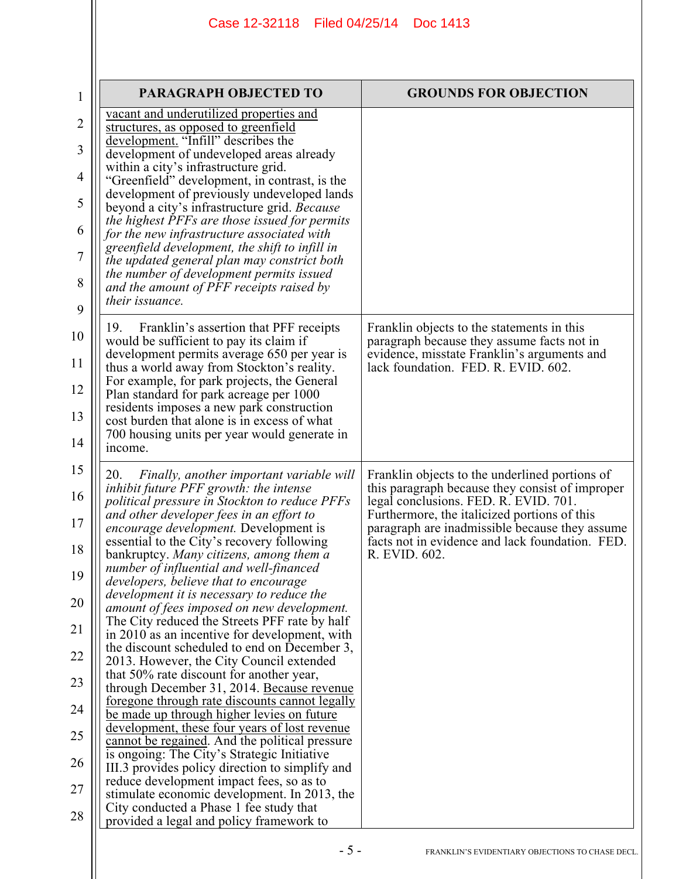| PARAGRAPH OBJECTED TO | GROUNDS FOR OBJECTION |
|---|---|
| <u>vacant and underutilized properties and structures, as opposed to greenfield development.</u> "Infill" describes the development of undeveloped areas already within a city's infrastructure grid. "Greenfield" development, in contrast, is the development of previously undeveloped lands beyond a city's infrastructure grid. *Because the highest PFFs are those issued for permits for the new infrastructure associated with greenfield development, the shift to infill in the updated general plan may constrict both the number of development permits issued and the amount of PFF receipts raised by their issuance.* | |
| 19. Franklin's assertion that PFF receipts would be sufficient to pay its claim if development permits average 650 per year is thus a world away from Stockton's reality. For example, for park projects, the General Plan standard for park acreage per 1000 residents imposes a new park construction cost burden that alone is in excess of what 700 housing units per year would generate in income. | Franklin objects to the statements in this paragraph because they assume facts not in evidence, misstate Franklin's arguments and lack foundation. FED. R. EVID. 602. |
| 20. *Finally, another important variable will inhibit future PFF growth: the intense political pressure in Stockton to reduce PFFs and other developer fees in an effort to encourage development.* Development is essential to the City's recovery following bankruptcy. *Many citizens, among them a number of influential and well-financed developers, believe that to encourage development it is necessary to reduce the amount of fees imposed on new development.* The City reduced the Streets PFF rate by half in 2010 as an incentive for development, with the discount scheduled to end on December 3, 2013. However, the City Council extended that 50% rate discount for another year, through December 31, 2014. <u>Because revenue foregone through rate discounts cannot legally be made up through higher levies on future development, these four years of lost revenue cannot be regained</u>. And the political pressure is ongoing: The City's Strategic Initiative III.3 provides policy direction to simplify and reduce development impact fees, so as to stimulate economic development. In 2013, the City conducted a Phase 1 fee study that provided a legal and policy framework to | Franklin objects to the underlined portions of this paragraph because they consist of improper legal conclusions. FED. R. EVID. 701. Furthermore, the italicized portions of this paragraph are inadmissible because they assume facts not in evidence and lack foundation. FED. R. EVID. 602. |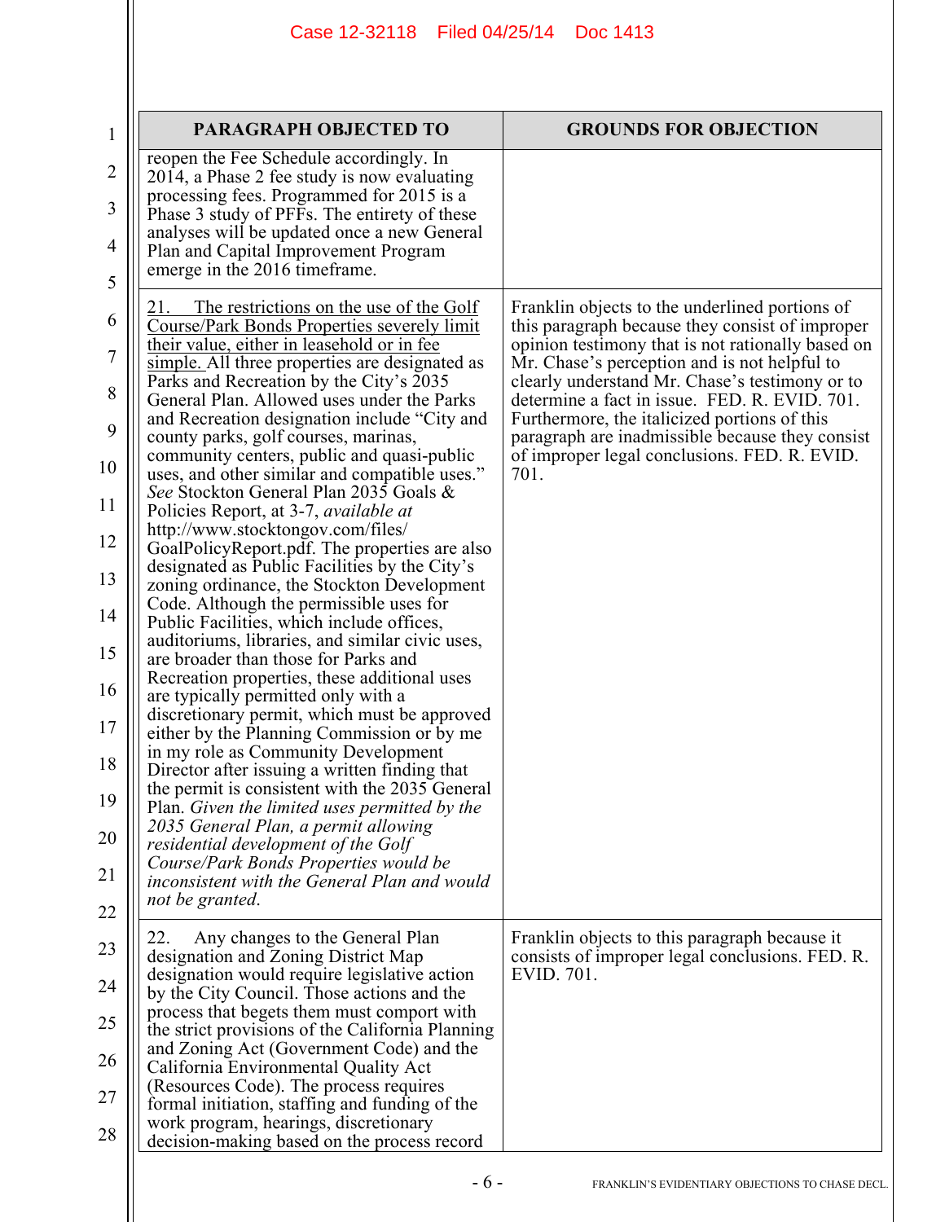| PARAGRAPH OBJECTED TO | GROUNDS FOR OBJECTION |
|---|---|
| reopen the Fee Schedule accordingly. In 2014, a Phase 2 fee study is now evaluating processing fees. Programmed for 2015 is a Phase 3 study of PFFs. The entirety of these analyses will be updated once a new General Plan and Capital Improvement Program emerge in the 2016 timeframe. | |
| 21. <u>The restrictions on the use of the Golf Course/Park Bonds Properties severely limit their value, either in leasehold or in fee simple.</u> All three properties are designated as Parks and Recreation by the City's 2035 General Plan. Allowed uses under the Parks and Recreation designation include "City and county parks, golf courses, marinas, community centers, public and quasi-public uses, and other similar and compatible uses." *See* Stockton General Plan 2035 Goals & Policies Report, at 3-7, *available at* http://www.stocktongov.com/files/GoalPolicyReport.pdf. The properties are also designated as Public Facilities by the City's zoning ordinance, the Stockton Development Code. Although the permissible uses for Public Facilities, which include offices, auditoriums, libraries, and similar civic uses, are broader than those for Parks and Recreation properties, these additional uses are typically permitted only with a discretionary permit, which must be approved either by the Planning Commission or by me in my role as Community Development Director after issuing a written finding that the permit is consistent with the 2035 General Plan. *Given the limited uses permitted by the 2035 General Plan, a permit allowing residential development of the Golf Course/Park Bonds Properties would be inconsistent with the General Plan and would not be granted.* | Franklin objects to the underlined portions of this paragraph because they consist of improper opinion testimony that is not rationally based on Mr. Chase's perception and is not helpful to clearly understand Mr. Chase's testimony or to determine a fact in issue. FED. R. EVID. 701. Furthermore, the italicized portions of this paragraph are inadmissible because they consist of improper legal conclusions. FED. R. EVID. 701. |
| 22. Any changes to the General Plan designation and Zoning District Map designation would require legislative action by the City Council. Those actions and the process that begets them must comport with the strict provisions of the California Planning and Zoning Act (Government Code) and the California Environmental Quality Act (Resources Code). The process requires formal initiation, staffing and funding of the work program, hearings, discretionary decision-making based on the process record | Franklin objects to this paragraph because it consists of improper legal conclusions. FED. R. EVID. 701. |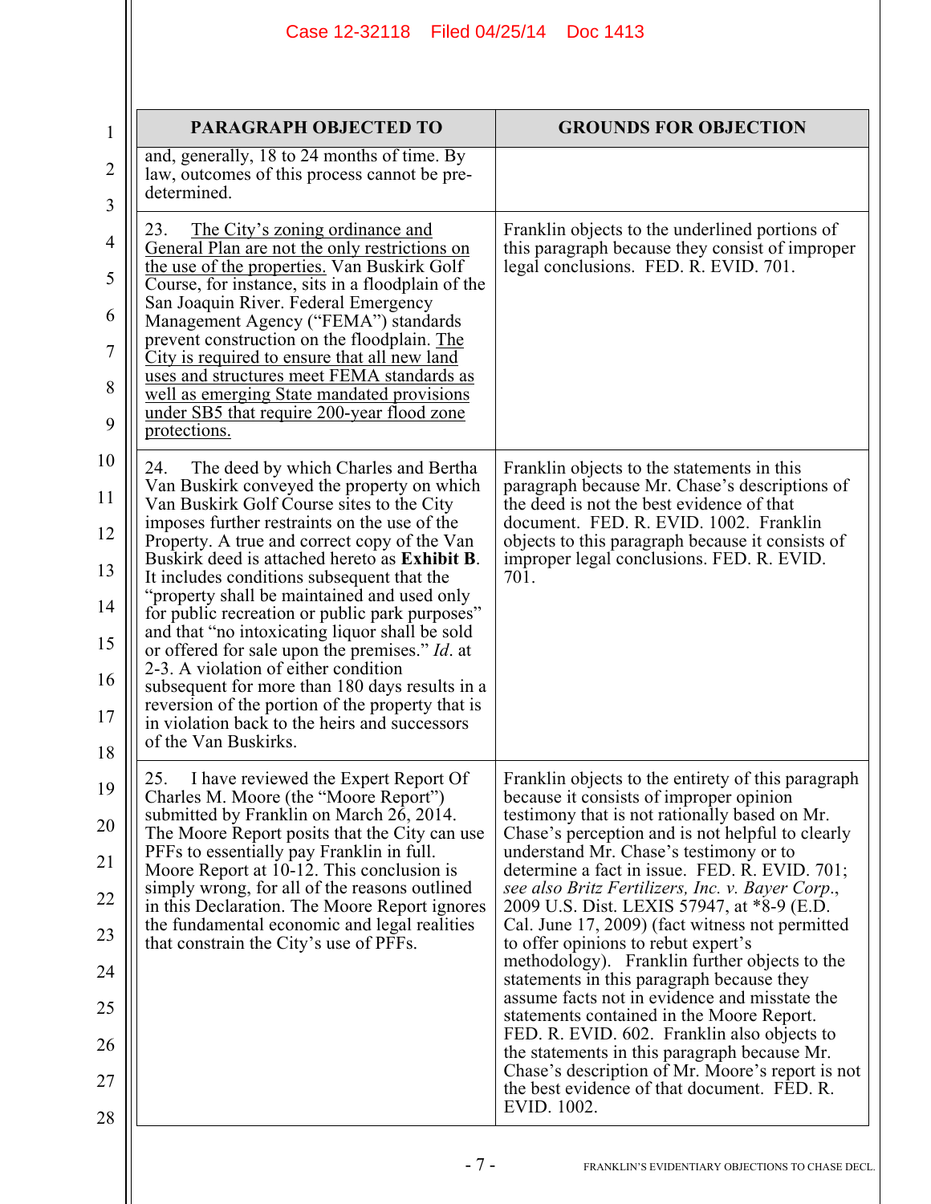| PARAGRAPH OBJECTED TO | GROUNDS FOR OBJECTION |
|---|---|
| and, generally, 18 to 24 months of time. By law, outcomes of this process cannot be pre-determined. | |
| 23. <u>The City's zoning ordinance and General Plan are not the only restrictions on the use of the properties.</u> Van Buskirk Golf Course, for instance, sits in a floodplain of the San Joaquin River. Federal Emergency Management Agency ("FEMA") standards prevent construction on the floodplain. <u>The City is required to ensure that all new land uses and structures meet FEMA standards as well as emerging State mandated provisions under SB5 that require 200-year flood zone protections.</u> | Franklin objects to the underlined portions of this paragraph because they consist of improper legal conclusions. FED. R. EVID. 701. |
| 24. The deed by which Charles and Bertha Van Buskirk conveyed the property on which Van Buskirk Golf Course sites to the City imposes further restraints on the use of the Van Property. A true and correct copy of the Van Buskirk deed is attached hereto as **Exhibit B**. It includes conditions subsequent that the "property shall be maintained and used only for public recreation or public park purposes" and that "no intoxicating liquor shall be sold or offered for sale upon the premises." *Id*. at 2-3. A violation of either condition subsequent for more than 180 days results in a reversion of the portion of the property that is in violation back to the heirs and successors of the Van Buskirks. | Franklin objects to the statements in this paragraph because Mr. Chase's descriptions of the deed is not the best evidence of that document. FED. R. EVID. 1002. Franklin objects to this paragraph because it consists of improper legal conclusions. FED. R. EVID. 701. |
| 25. I have reviewed the Expert Report Of Charles M. Moore (the "Moore Report") submitted by Franklin on March 26, 2014. The Moore Report posits that the City can use PFFs to essentially pay Franklin in full. Moore Report at 10-12. This conclusion is simply wrong, for all of the reasons outlined in this Declaration. The Moore Report ignores the fundamental economic and legal realities that constrain the City's use of PFFs. | Franklin objects to the entirety of this paragraph because it consists of improper opinion testimony that is not rationally based on Mr. Chase's perception and is not helpful to clearly understand Mr. Chase's testimony or to determine a fact in issue. FED. R. EVID. 701; *see also Britz Fertilizers, Inc. v. Bayer Corp.*, 2009 U.S. Dist. LEXIS 57947, at *8-9 (E.D. Cal. June 17, 2009) (fact witness not permitted to offer opinions to rebut expert's methodology). Franklin further objects to the statements in this paragraph because they assume facts not in evidence and misstate the statements contained in the Moore Report. FED. R. EVID. 602. Franklin also objects to the statements in this paragraph because Mr. Chase's description of Mr. Moore's report is not the best evidence of that document. FED. R. EVID. 1002. |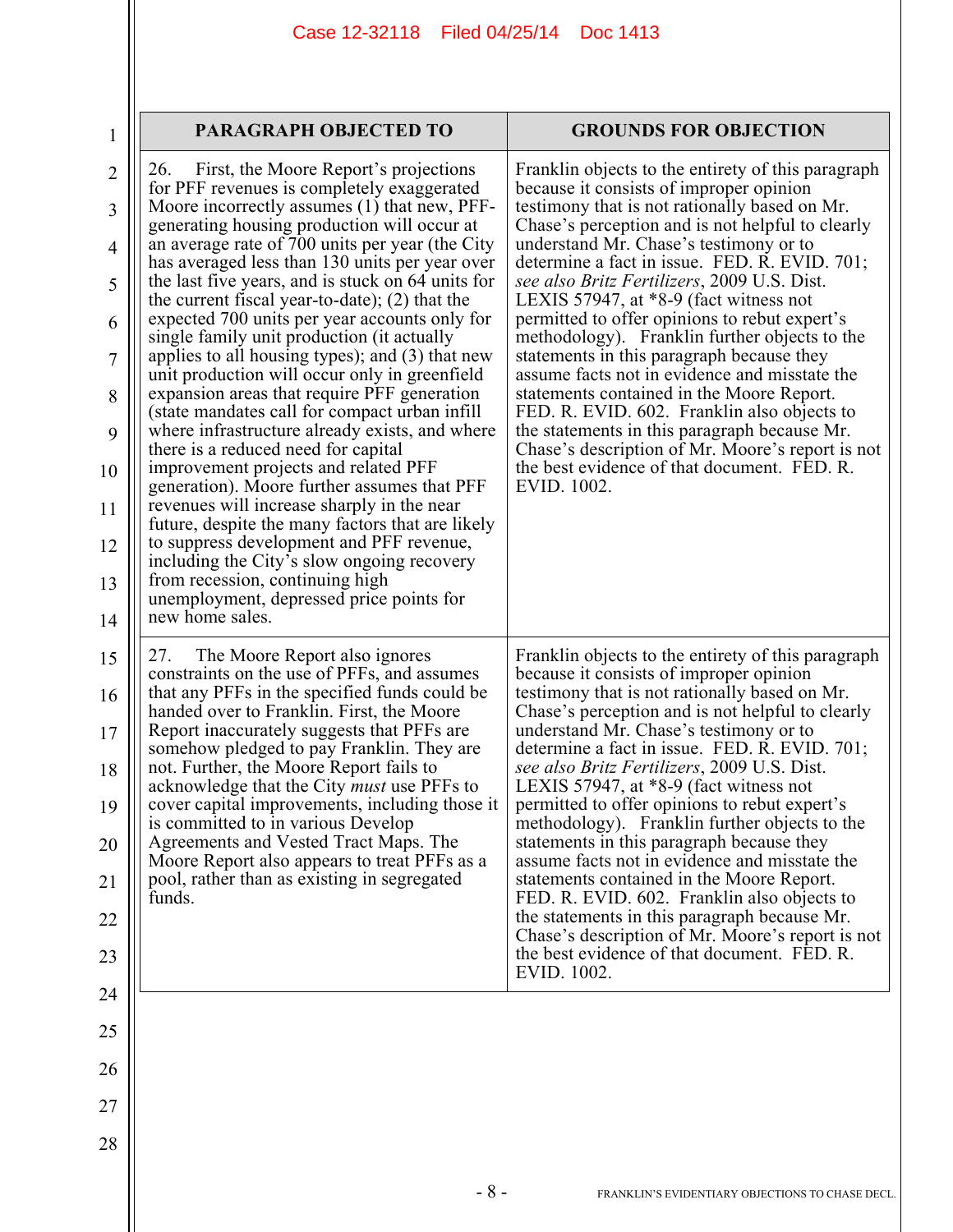| PARAGRAPH OBJECTED TO | GROUNDS FOR OBJECTION |
|---|---|
| 26. First, the Moore Report's projections for PFF revenues is completely exaggerated Moore incorrectly assumes (1) that new, PFF-generating housing production will occur at an average rate of 700 units per year (the City has averaged less than 130 units per year over the last five years, and is stuck on 64 units for the current fiscal year-to-date); (2) that the expected 700 units per year accounts only for single family unit production (it actually applies to all housing types); and (3) that new unit production will occur only in greenfield expansion areas that require PFF generation (state mandates call for compact urban infill where infrastructure already exists, and where there is a reduced need for capital improvement projects and related PFF generation). Moore further assumes that PFF revenues will increase sharply in the near future, despite the many factors that are likely to suppress development and PFF revenue, including the City's slow ongoing recovery from recession, continuing high unemployment, depressed price points for new home sales. | Franklin objects to the entirety of this paragraph because it consists of improper opinion testimony that is not rationally based on Mr. Chase's perception and is not helpful to clearly understand Mr. Chase's testimony or to determine a fact in issue. FED. R. EVID. 701; *see also Britz Fertilizers*, 2009 U.S. Dist. LEXIS 57947, at *8-9 (fact witness not permitted to offer opinions to rebut expert's methodology). Franklin further objects to the statements in this paragraph because they assume facts not in evidence and misstate the statements contained in the Moore Report. FED. R. EVID. 602. Franklin also objects to the statements in this paragraph because Mr. Chase's description of Mr. Moore's report is not the best evidence of that document. FED. R. EVID. 1002. |
| 27. The Moore Report also ignores constraints on the use of PFFs, and assumes that any PFFs in the specified funds could be handed over to Franklin. First, the Moore Report inaccurately suggests that PFFs are somehow pledged to pay Franklin. They are not. Further, the Moore Report fails to acknowledge that the City *must* use PFFs to cover capital improvements, including those it is committed to in various Develop Agreements and Vested Tract Maps. The Moore Report also appears to treat PFFs as a pool, rather than as existing in segregated funds. | Franklin objects to the entirety of this paragraph because it consists of improper opinion testimony that is not rationally based on Mr. Chase's perception and is not helpful to clearly understand Mr. Chase's testimony or to determine a fact in issue. FED. R. EVID. 701; *see also Britz Fertilizers*, 2009 U.S. Dist. LEXIS 57947, at *8-9 (fact witness not permitted to offer opinions to rebut expert's methodology). Franklin further objects to the statements in this paragraph because they assume facts not in evidence and misstate the statements contained in the Moore Report. FED. R. EVID. 602. Franklin also objects to the statements in this paragraph because Mr. Chase's description of Mr. Moore's report is not the best evidence of that document. FED. R. EVID. 1002. |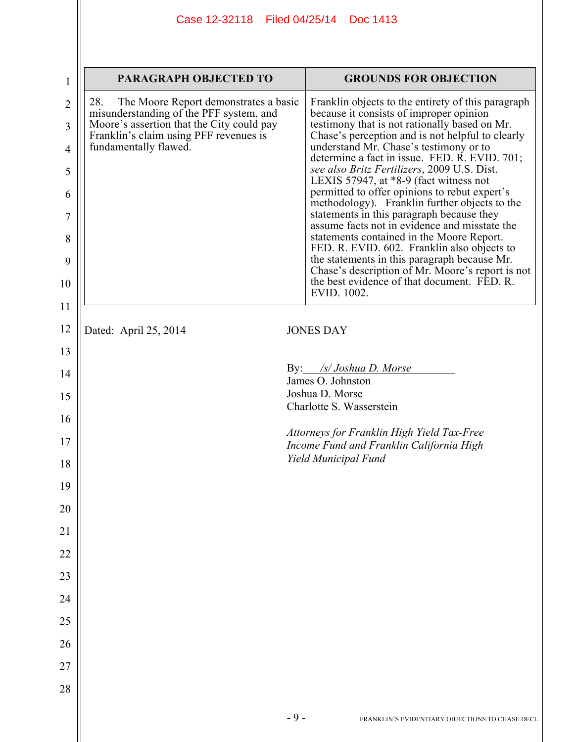| PARAGRAPH OBJECTED TO | GROUNDS FOR OBJECTION |
|---|---|
| 28. The Moore Report demonstrates a basic misunderstanding of the PFF system, and Moore's assertion that the City could pay Franklin's claim using PFF revenues is fundamentally flawed. | Franklin objects to the entirety of this paragraph because it consists of improper opinion testimony that is not rationally based on Mr. Chase's perception and is not helpful to clearly understand Mr. Chase's testimony or to determine a fact in issue. FED. R. EVID. 701; *see also Britz Fertilizers*, 2009 U.S. Dist. LEXIS 57947, at *8-9 (fact witness not permitted to offer opinions to rebut expert's methodology). Franklin further objects to the statements in this paragraph because they assume facts not in evidence and misstate the statements contained in the Moore Report. FED. R. EVID. 602. Franklin also objects to the statements in this paragraph because Mr. Chase's description of Mr. Moore's report is not the best evidence of that document. FED. R. EVID. 1002. |

Dated: April 25, 2014

JONES DAY

By: */s/ Joshua D. Morse*
James O. Johnston
Joshua D. Morse
Charlotte S. Wasserstein

*Attorneys for Franklin High Yield Tax-Free Income Fund and Franklin California High Yield Municipal Fund*